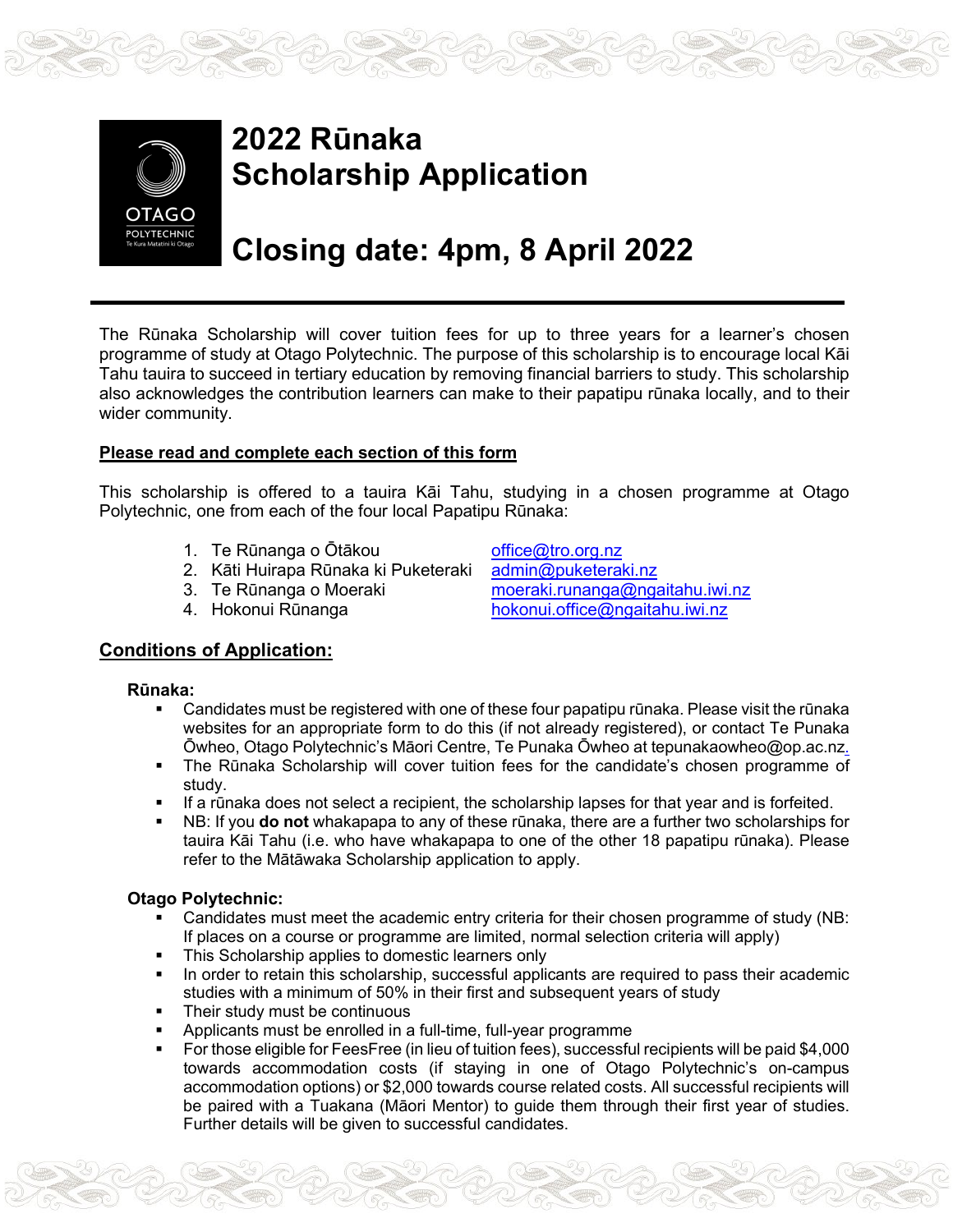# 2022 Rūnaka Scholarship Application

# Closing date: 4pm, 8 April 2022

---

The Rūnaka Scholarship will cover tuition fees for up to three years for a learner's chosen programme of study at Otago Polytechnic. The purpose of this scholarship is to encourage local Kāi Tahu tauira to succeed in tertiary education by removing financial barriers to study. This scholarship also acknowledges the contribution learners can make to their papatipu rūnaka locally, and to their wider community.

**Please read and complete each section of this form**

This scholarship is offered to a tauira Kāi Tahu, studying in a chosen programme at Otago Polytechnic, one from each of the four local Papatipu Rūnaka:

1. Te Rūnanga o Ōtākou — office@tro.org.nz
2. Kāti Huirapa Rūnaka ki Puketeraki — admin@puketeraki.nz
3. Te Rūnanga o Moeraki — moeraki.runanga@ngaitahu.iwi.nz
4. Hokonui Rūnanga — hokonui.office@ngaitahu.iwi.nz

## Conditions of Application:

### Rūnaka:

- Candidates must be registered with one of these four papatipu rūnaka. Please visit the rūnaka websites for an appropriate form to do this (if not already registered), or contact Te Punaka Ōwheo, Otago Polytechnic's Māori Centre, Te Punaka Ōwheo at tepunakaowheo@op.ac.nz.
- The Rūnaka Scholarship will cover tuition fees for the candidate's chosen programme of study.
- If a rūnaka does not select a recipient, the scholarship lapses for that year and is forfeited.
- NB: If you **do not** whakapapa to any of these rūnaka, there are a further two scholarships for tauira Kāi Tahu (i.e. who have whakapapa to one of the other 18 papatipu rūnaka). Please refer to the Mātāwaka Scholarship application to apply.

### Otago Polytechnic:

- Candidates must meet the academic entry criteria for their chosen programme of study (NB: If places on a course or programme are limited, normal selection criteria will apply)
- This Scholarship applies to domestic learners only
- In order to retain this scholarship, successful applicants are required to pass their academic studies with a minimum of 50% in their first and subsequent years of study
- Their study must be continuous
- Applicants must be enrolled in a full-time, full-year programme
- For those eligible for FeesFree (in lieu of tuition fees), successful recipients will be paid $4,000 towards accommodation costs (if staying in one of Otago Polytechnic's on-campus accommodation options) or $2,000 towards course related costs. All successful recipients will be paired with a Tuakana (Māori Mentor) to guide them through their first year of studies. Further details will be given to successful candidates.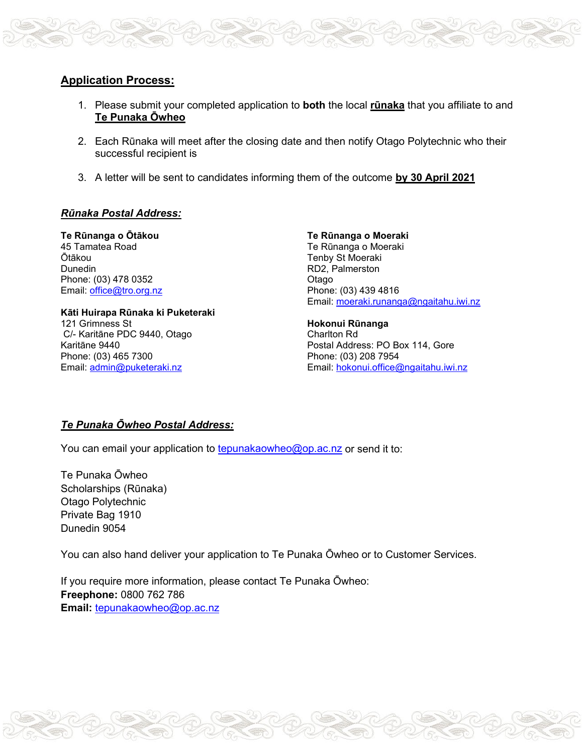## **Application Process:**

1. Please submit your completed application to **both** the local **rūnaka** that you affiliate to and **Te Punaka Ōwheo**

2. Each Rūnaka will meet after the closing date and then notify Otago Polytechnic who their successful recipient is

3. A letter will be sent to candidates informing them of the outcome **by 30 April 2021**

### ***Rūnaka Postal Address:***

**Te Rūnanga o Ōtākou**
45 Tamatea Road
Ōtākou
Dunedin
Phone: (03) 478 0352
Email: office@tro.org.nz

**Kāti Huirapa Rūnaka ki Puketeraki**
121 Grimness St
C/- Karitāne PDC 9440, Otago
Karitāne 9440
Phone: (03) 465 7300
Email: admin@puketeraki.nz

**Te Rūnanga o Moeraki**
Te Rūnanga o Moeraki
Tenby St Moeraki
RD2, Palmerston
Otago
Phone: (03) 439 4816
Email: moeraki.runanga@ngaitahu.iwi.nz

**Hokonui Rūnanga**
Charlton Rd
Postal Address: PO Box 114, Gore
Phone: (03) 208 7954
Email: hokonui.office@ngaitahu.iwi.nz

### ***Te Punaka Ōwheo Postal Address:***

You can email your application to tepunakaowheo@op.ac.nz or send it to:

Te Punaka Ōwheo
Scholarships (Rūnaka)
Otago Polytechnic
Private Bag 1910
Dunedin 9054

You can also hand deliver your application to Te Punaka Ōwheo or to Customer Services.

If you require more information, please contact Te Punaka Ōwheo:
**Freephone:** 0800 762 786
**Email:** tepunakaowheo@op.ac.nz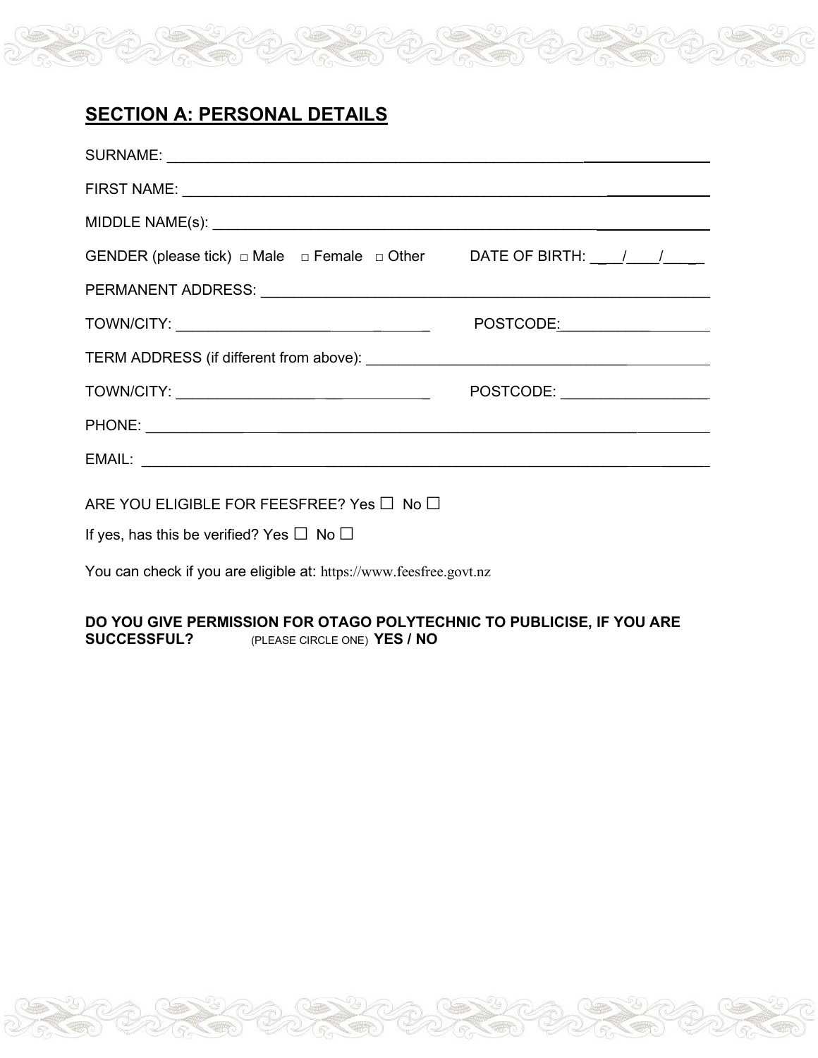## SECTION A: PERSONAL DETAILS

SURNAME: ______________________________________________________________

FIRST NAME: ____________________________________________________________

MIDDLE NAME(s): ________________________________________________________

GENDER (please tick) □ Male □ Female □ Other DATE OF BIRTH: ____/____/____

PERMANENT ADDRESS: ____________________________________________________

TOWN/CITY: ______________________________ POSTCODE: __________________

TERM ADDRESS (if different from above): _____________________________________

TOWN/CITY: ______________________________ POSTCODE: __________________

PHONE: _________________________________________________________________

EMAIL: __________________________________________________________________

ARE YOU ELIGIBLE FOR FEESFREE? Yes ☐ No ☐

If yes, has this be verified? Yes ☐ No ☐

You can check if you are eligible at: https://www.feesfree.govt.nz

**DO YOU GIVE PERMISSION FOR OTAGO POLYTECHNIC TO PUBLICISE, IF YOU ARE SUCCESSFUL?** (PLEASE CIRCLE ONE) **YES / NO**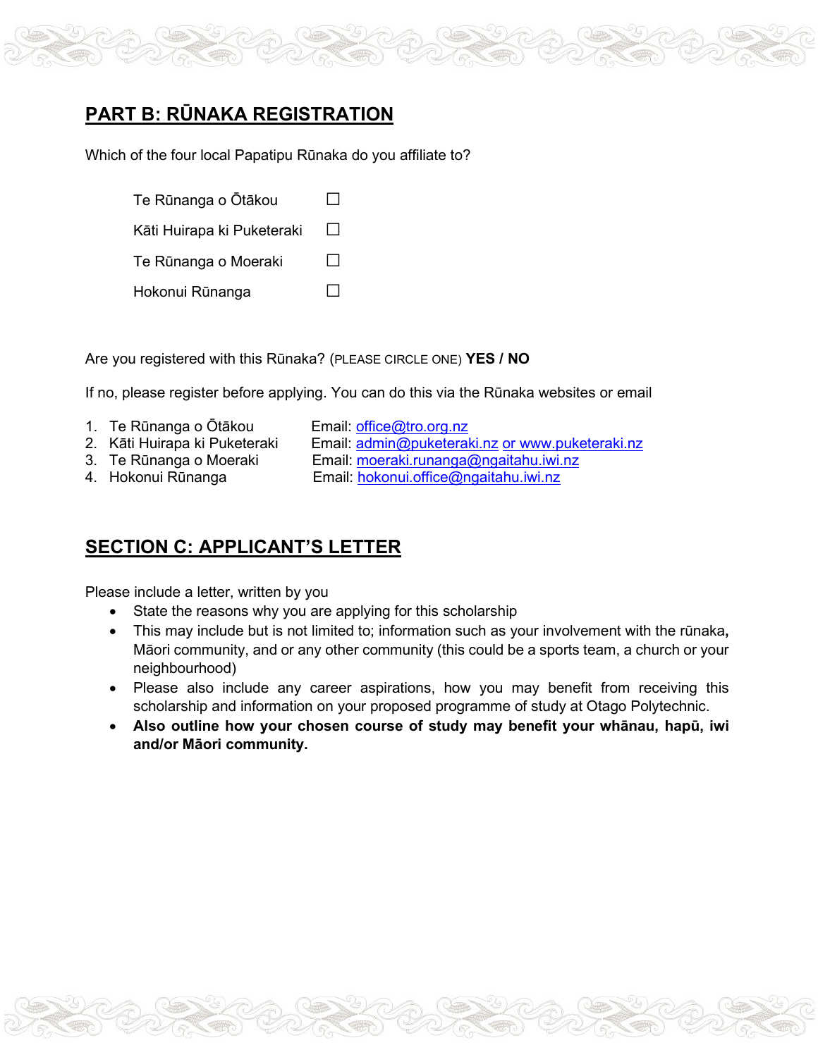## PART B: RŪNAKA REGISTRATION

Which of the four local Papatipu Rūnaka do you affiliate to?

- Te Rūnanga o Ōtākou ☐
- Kāti Huirapa ki Puketeraki ☐
- Te Rūnanga o Moeraki ☐
- Hokonui Rūnanga ☐

Are you registered with this Rūnaka? (PLEASE CIRCLE ONE) **YES / NO**

If no, please register before applying. You can do this via the Rūnaka websites or email

1. Te Rūnanga o Ōtākou — Email: office@tro.org.nz
2. Kāti Huirapa ki Puketeraki — Email: admin@puketeraki.nz or www.puketeraki.nz
3. Te Rūnanga o Moeraki — Email: moeraki.runanga@ngaitahu.iwi.nz
4. Hokonui Rūnanga — Email: hokonui.office@ngaitahu.iwi.nz

## SECTION C: APPLICANT'S LETTER

Please include a letter, written by you

- State the reasons why you are applying for this scholarship
- This may include but is not limited to; information such as your involvement with the rūnaka**,** Māori community, and or any other community (this could be a sports team, a church or your neighbourhood)
- Please also include any career aspirations, how you may benefit from receiving this scholarship and information on your proposed programme of study at Otago Polytechnic.
- **Also outline how your chosen course of study may benefit your whānau, hapū, iwi and/or Māori community.**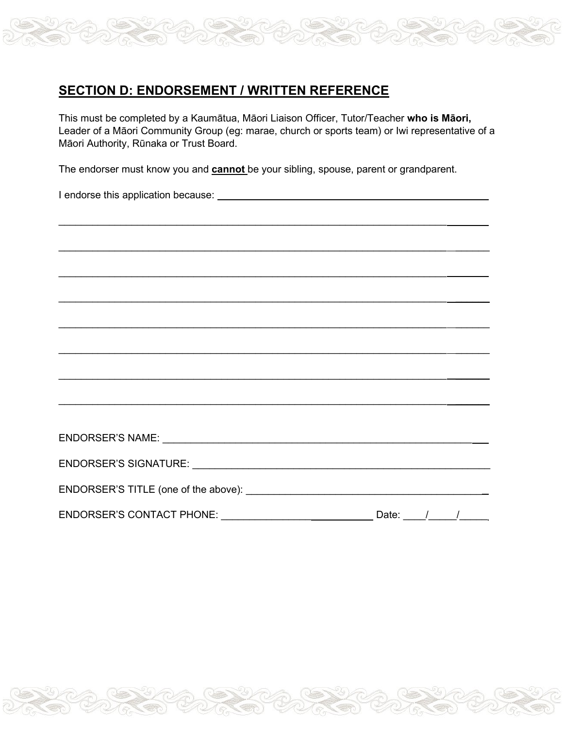## SECTION D: ENDORSEMENT / WRITTEN REFERENCE

This must be completed by a Kaumātua, Māori Liaison Officer, Tutor/Teacher **who is Māori,** Leader of a Māori Community Group (eg: marae, church or sports team) or Iwi representative of a Māori Authority, Rūnaka or Trust Board.

The endorser must know you and **cannot** be your sibling, spouse, parent or grandparent.

I endorse this application because: ____________________________________________________

______________________________________________________________________________

______________________________________________________________________________

______________________________________________________________________________

______________________________________________________________________________

______________________________________________________________________________

______________________________________________________________________________

______________________________________________________________________________

______________________________________________________________________________

ENDORSER'S NAME: ______________________________________________________________

ENDORSER'S SIGNATURE: _________________________________________________________

ENDORSER'S TITLE (one of the above): _____________________________________________

ENDORSER'S CONTACT PHONE: ____________________________ Date: ____/_____/_____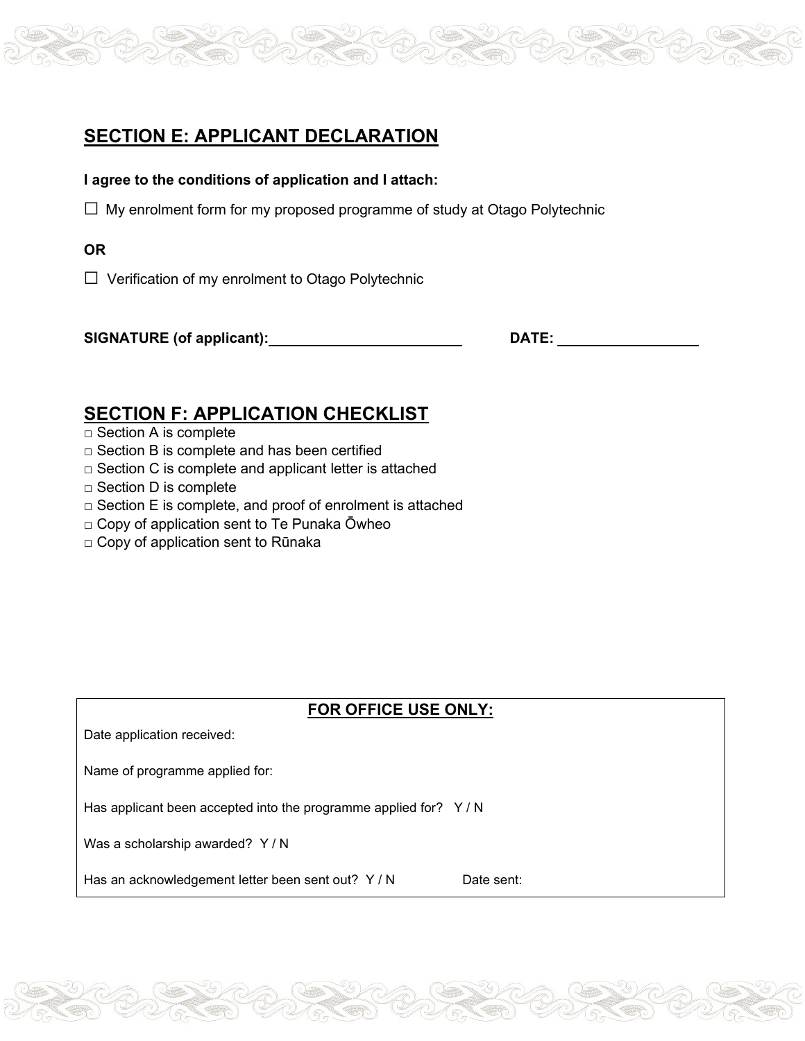## SECTION E: APPLICANT DECLARATION

**I agree to the conditions of application and I attach:**

☐ My enrolment form for my proposed programme of study at Otago Polytechnic

**OR**

☐ Verification of my enrolment to Otago Polytechnic

**SIGNATURE (of applicant):** \_\_\_\_\_\_\_\_\_\_\_\_\_\_\_\_\_\_\_\_\_\_\_\_ **DATE:** \_\_\_\_\_\_\_\_\_\_\_\_\_\_\_\_

## SECTION F: APPLICATION CHECKLIST

□ Section A is complete
□ Section B is complete and has been certified
□ Section C is complete and applicant letter is attached
□ Section D is complete
□ Section E is complete, and proof of enrolment is attached
□ Copy of application sent to Te Punaka Ōwheo
□ Copy of application sent to Rūnaka

**FOR OFFICE USE ONLY:**

Date application received:

Name of programme applied for:

Has applicant been accepted into the programme applied for? Y / N

Was a scholarship awarded? Y / N

Has an acknowledgement letter been sent out? Y / N Date sent: